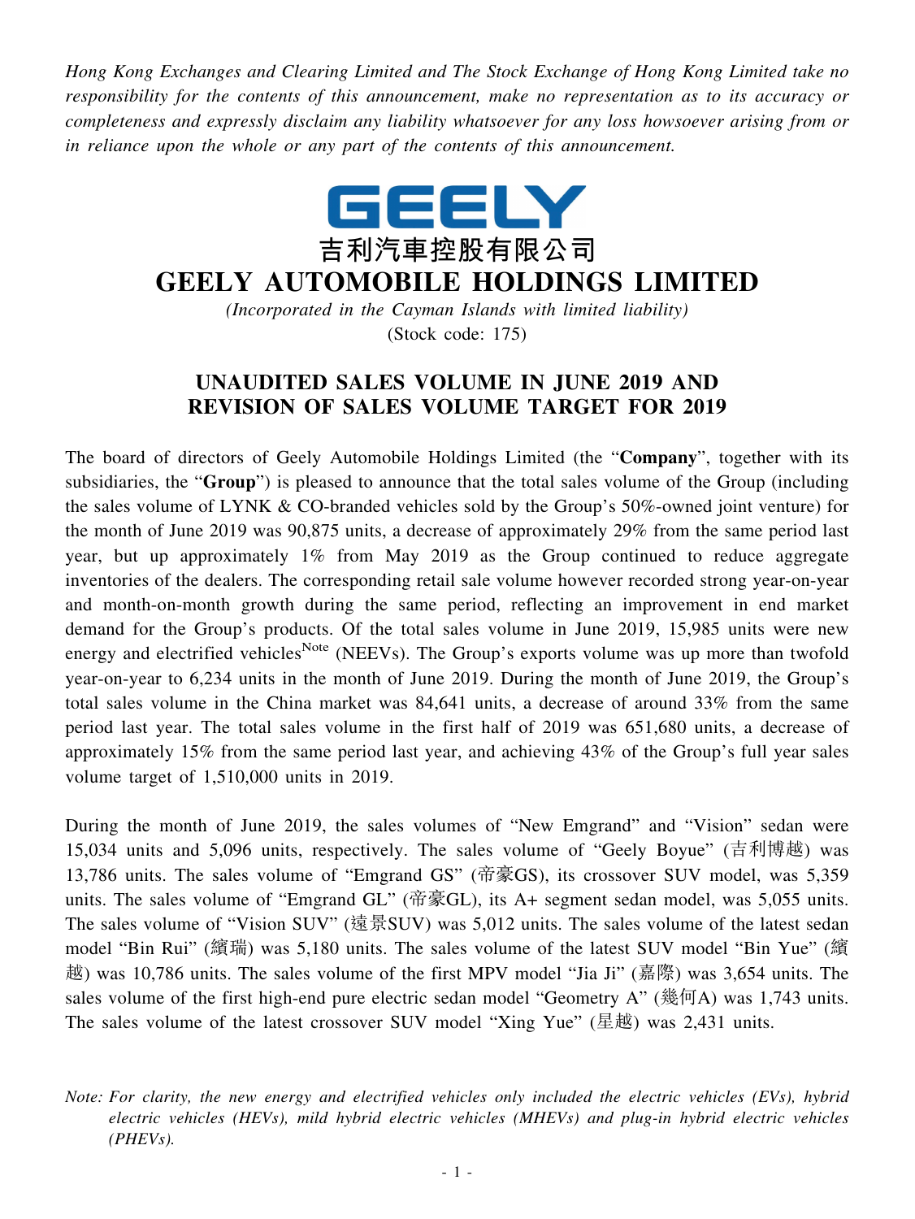*Hong Kong Exchanges and Clearing Limited and The Stock Exchange of Hong Kong Limited take no responsibility for the contents of this announcement, make no representation as to its accuracy or completeness and expressly disclaim any liability whatsoever for any loss howsoever arising from or in reliance upon the whole or any part of the contents of this announcement.*

GEELY

吉利汽車控股有限公司

# GEELY AUTOMOBILE HOLDINGS LIMITED

*(Incorporated in the Cayman Islands with limited liability)*

(Stock code: 175)

## UNAUDITED SALES VOLUME IN JUNE 2019 AND REVISION OF SALES VOLUME TARGET FOR 2019

The board of directors of Geely Automobile Holdings Limited (the "**Company**", together with its subsidiaries, the "**Group**") is pleased to announce that the total sales volume of the Group (including the sales volume of LYNK & CO-branded vehicles sold by the Group's 50%-owned joint venture) for the month of June 2019 was 90,875 units, a decrease of approximately 29% from the same period last year, but up approximately 1% from May 2019 as the Group continued to reduce aggregate inventories of the dealers. The corresponding retail sale volume however recorded strong year-on-year and month-on-month growth during the same period, reflecting an improvement in end market demand for the Group's products. Of the total sales volume in June 2019, 15,985 units were new energy and electrified vehicles[Note] (NEEVs). The Group's exports volume was up more than twofold year-on-year to 6,234 units in the month of June 2019. During the month of June 2019, the Group's total sales volume in the China market was 84,641 units, a decrease of around 33% from the same period last year. The total sales volume in the first half of 2019 was 651,680 units, a decrease of approximately 15% from the same period last year, and achieving 43% of the Group's full year sales volume target of 1,510,000 units in 2019.

During the month of June 2019, the sales volumes of "New Emgrand" and "Vision" sedan were 15,034 units and 5,096 units, respectively. The sales volume of "Geely Boyue" (吉利博越) was 13,786 units. The sales volume of "Emgrand GS" (帝豪GS), its crossover SUV model, was 5,359 units. The sales volume of "Emgrand GL" (帝豪GL), its A+ segment sedan model, was 5,055 units. The sales volume of "Vision SUV" (遠景SUV) was 5,012 units. The sales volume of the latest sedan model "Bin Rui" (繽瑞) was 5,180 units. The sales volume of the latest SUV model "Bin Yue" (繽越) was 10,786 units. The sales volume of the first MPV model "Jia Ji" (嘉際) was 3,654 units. The sales volume of the first high-end pure electric sedan model "Geometry A" (幾何A) was 1,743 units. The sales volume of the latest crossover SUV model "Xing Yue" (星越) was 2,431 units.

*Note: For clarity, the new energy and electrified vehicles only included the electric vehicles (EVs), hybrid electric vehicles (HEVs), mild hybrid electric vehicles (MHEVs) and plug-in hybrid electric vehicles (PHEVs).*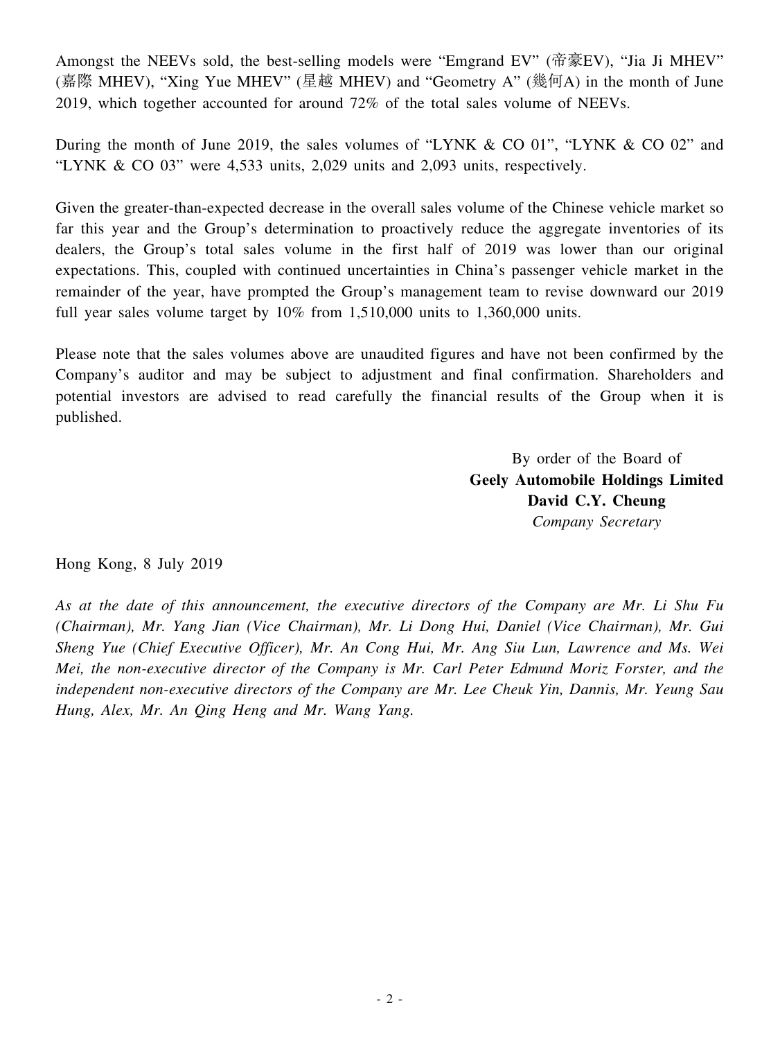Amongst the NEEVs sold, the best-selling models were "Emgrand EV" (帝豪EV), "Jia Ji MHEV" (嘉際 MHEV), "Xing Yue MHEV" (星越 MHEV) and "Geometry A" (幾何A) in the month of June 2019, which together accounted for around 72% of the total sales volume of NEEVs.

During the month of June 2019, the sales volumes of "LYNK & CO 01", "LYNK & CO 02" and "LYNK & CO 03" were 4,533 units, 2,029 units and 2,093 units, respectively.

Given the greater-than-expected decrease in the overall sales volume of the Chinese vehicle market so far this year and the Group's determination to proactively reduce the aggregate inventories of its dealers, the Group's total sales volume in the first half of 2019 was lower than our original expectations. This, coupled with continued uncertainties in China's passenger vehicle market in the remainder of the year, have prompted the Group's management team to revise downward our 2019 full year sales volume target by 10% from 1,510,000 units to 1,360,000 units.

Please note that the sales volumes above are unaudited figures and have not been confirmed by the Company's auditor and may be subject to adjustment and final confirmation. Shareholders and potential investors are advised to read carefully the financial results of the Group when it is published.

By order of the Board of
**Geely Automobile Holdings Limited**
**David C.Y. Cheung**
*Company Secretary*

Hong Kong, 8 July 2019

*As at the date of this announcement, the executive directors of the Company are Mr. Li Shu Fu (Chairman), Mr. Yang Jian (Vice Chairman), Mr. Li Dong Hui, Daniel (Vice Chairman), Mr. Gui Sheng Yue (Chief Executive Officer), Mr. An Cong Hui, Mr. Ang Siu Lun, Lawrence and Ms. Wei Mei, the non-executive director of the Company is Mr. Carl Peter Edmund Moriz Forster, and the independent non-executive directors of the Company are Mr. Lee Cheuk Yin, Dannis, Mr. Yeung Sau Hung, Alex, Mr. An Qing Heng and Mr. Wang Yang.*